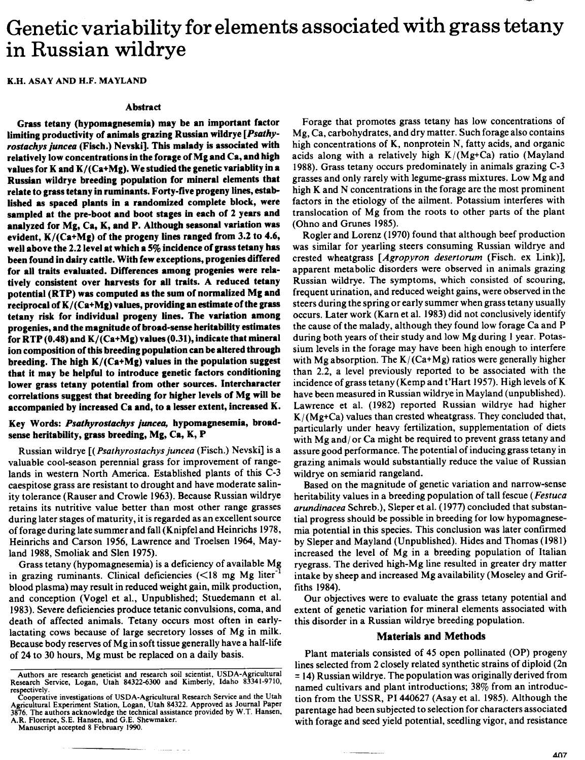# Genetic variability for elements associated with grass tetany in Russian wildrye

K.H. ASAY AND H.F. MAYLAND

## Abstract

**Grass tetany (hypomagnesemia) may be an important factor limiting productivity of animals grazing Russian wildrye [*Psathyrostachys juncea* (Fisch.) Nevski]. This malady is associated with relatively low concentrations in the forage of Mg and Ca, and high values for K and K/(Ca+Mg). We studied the genetic variablity in a Russian wildrye breeding population for mineral elements that relate to grass tetany in ruminants. Forty-five progeny lines, established as spaced plants in a randomized complete block, were sampled at the pre-boot and boot stages in each of 2 years and analyzed for Mg, Ca, K, and P. Although seasonal variation was evident, K/(Ca+Mg) of the progeny lines ranged from 3.2 to 4.6, well above the 2.2 level at which a 5% incidence of grass tetany has been found in dairy cattle. With few exceptions, progenies differed for all traits evaluated. Differences among progenies were relatively consistent over harvests for all traits. A reduced tetany potential (RTP) was computed as the sum of normalized Mg and reciprocal of K/(Ca+Mg) values, providing an estimate of the grass tetany risk for individual progeny lines. The variation among progenies, and the magnitude of broad-sense heritability estimates for RTP (0.48) and K/(Ca+Mg) values (0.31), indicate that mineral ion composition of this breeding population can be altered through breeding. The high K/(Ca+Mg) values in the population suggest that it may be helpful to introduce genetic factors conditioning lower grass tetany potential from other sources. Intercharacter correlations suggest that breeding for higher levels of Mg will be accompanied by increased Ca and, to a lesser extent, increased K.**

**Key Words: *Psathyrostachys juncea*, hypomagnesemia, broad-sense heritability, grass breeding, Mg, Ca, K, P**

Russian wildrye [(*Psathyrostachys juncea* (Fisch.) Nevski] is a valuable cool-season perennial grass for improvement of rangelands in western North America. Established plants of this C-3 caespitose grass are resistant to drought and have moderate salinity tolerance (Rauser and Crowle 1963). Because Russian wildrye retains its nutritive value better than most other range grasses during later stages of maturity, it is regarded as an excellent source of forage during late summer and fall (Knipfel and Heinrichs 1978, Heinrichs and Carson 1956, Lawrence and Troelsen 1964, Mayland 1988, Smoliak and Slen 1975).

Grass tetany (hypomagnesemia) is a deficiency of available Mg in grazing ruminants. Clinical deficiencies (<18 mg Mg liter$^{-1}$ blood plasma) may result in reduced weight gain, milk production, and conception (Vogel et al., Unpublished; Stuedemann et al. 1983). Severe deficiencies produce tetanic convulsions, coma, and death of affected animals. Tetany occurs most often in early-lactating cows because of large secretory losses of Mg in milk. Because body reserves of Mg in soft tissue generally have a half-life of 24 to 30 hours, Mg must be replaced on a daily basis.

Authors are research geneticist and research soil scientist, USDA-Agricultural Research Service, Logan, Utah 84322-6300 and Kimberly, Idaho 83341-9710, respectively.
Cooperative investigations of USDA-Agricultural Research Service and the Utah Agricultural Experiment Station, Logan, Utah 84322. Approved as Journal Paper 3876. The authors acknowledge the technical assistance provided by W.T. Hansen, A.R. Florence, S.E. Hansen, and G.E. Shewmaker.
Manuscript accepted 8 February 1990.

Forage that promotes grass tetany has low concentrations of Mg, Ca, carbohydrates, and dry matter. Such forage also contains high concentrations of K, nonprotein N, fatty acids, and organic acids along with a relatively high K/(Mg+Ca) ratio (Mayland 1988). Grass tetany occurs predominately in animals grazing C-3 grasses and only rarely with legume-grass mixtures. Low Mg and high K and N concentrations in the forage are the most prominent factors in the etiology of the ailment. Potassium interferes with translocation of Mg from the roots to other parts of the plant (Ohno and Grunes 1985).

Rogler and Lorenz (1970) found that although beef production was similar for yearling steers consuming Russian wildrye and crested wheatgrass [*Agropyron desertorum* (Fisch. ex Link)], apparent metabolic disorders were observed in animals grazing Russian wildrye. The symptoms, which consisted of scouring, frequent urination, and reduced weight gains, were observed in the steers during the spring or early summer when grass tetany usually occurs. Later work (Karn et al. 1983) did not conclusively identify the cause of the malady, although they found low forage Ca and P during both years of their study and low Mg during 1 year. Potassium levels in the forage may have been high enough to interfere with Mg absorption. The K/(Ca+Mg) ratios were generally higher than 2.2, a level previously reported to be associated with the incidence of grass tetany (Kemp and t'Hart 1957). High levels of K have been measured in Russian wildrye in Mayland (unpublished). Lawrence et al. (1982) reported Russian wildrye had higher K/(Mg+Ca) values than crested wheatgrass. They concluded that, particularly under heavy fertilization, supplementation of diets with Mg and/or Ca might be required to prevent grass tetany and assure good performance. The potential of inducing grass tetany in grazing animals would substantially reduce the value of Russian wildrye on semiarid rangeland.

Based on the magnitude of genetic variation and narrow-sense heritability values in a breeding population of tall fescue (*Festuca arundinacea* Schreb.), Sleper et al. (1977) concluded that substantial progress should be possible in breeding for low hypomagnesemia potential in this species. This conclusion was later confirmed by Sleper and Mayland (Unpublished). Hides and Thomas (1981) increased the level of Mg in a breeding population of Italian ryegrass. The derived high-Mg line resulted in greater dry matter intake by sheep and increased Mg availability (Moseley and Griffiths 1984).

Our objectives were to evaluate the grass tetany potential and extent of genetic variation for mineral elements associated with this disorder in a Russian wildrye breeding population.

## Materials and Methods

Plant materials consisted of 45 open pollinated (OP) progeny lines selected from 2 closely related synthetic strains of diploid (2n = 14) Russian wildrye. The population was originally derived from named cultivars and plant introductions; 38% from an introduction from the USSR, PI 440627 (Asay et al. 1985). Although the parentage had been subjected to selection for characters associated with forage and seed yield potential, seedling vigor, and resistance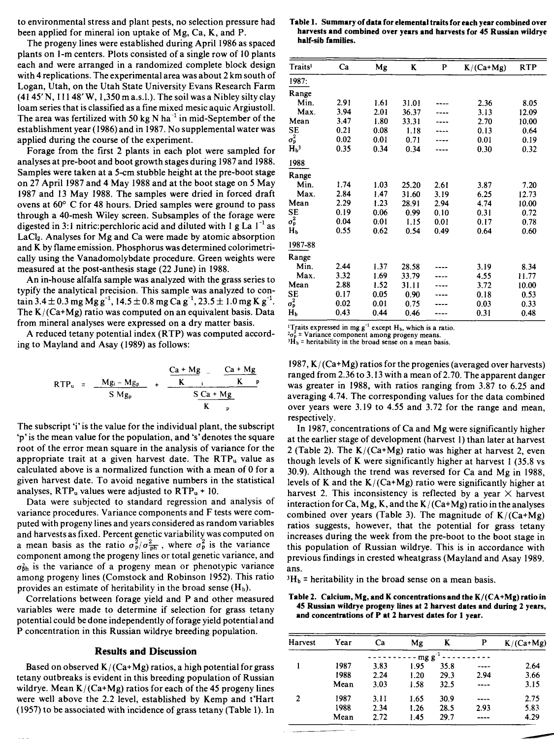to environmental stress and plant pests, no selection pressure had been applied for mineral ion uptake of Mg, Ca, K, and P.

The progeny lines were established during April 1986 as spaced plants on 1-m centers. Plots consisted of a single row of 10 plants each and were arranged in a randomized complete block design with 4 replications. The experimental area was about 2 km south of Logan, Utah, on the Utah State University Evans Research Farm (41 45′N, 111 48′W, 1,350 m a.s.l.). The soil was a Nibley silty clay loam series that is classified as a fine mixed mesic aquic Argiustoll. The area was fertilized with 50 kg N $ha^{-1}$ in mid-September of the establishment year (1986) and in 1987. No supplemental water was applied during the course of the experiment.

Forage from the first 2 plants in each plot were sampled for analyses at pre-boot and boot growth stages during 1987 and 1988. Samples were taken at a 5-cm stubble height at the pre-boot stage on 27 April 1987 and 4 May 1988 and at the boot stage on 5 May 1987 and 13 May 1988. The samples were dried in forced draft ovens at 60° C for 48 hours. Dried samples were ground to pass through a 40-mesh Wiley screen. Subsamples of the forage were digested in 3:1 nitric:perchloric acid and diluted with 1 g La $l^{-1}$ as $LaCl_2$. Analyses for Mg and Ca were made by atomic absorption and K by flame emission. Phosphorus was determined colorimetrically using the Vanadomolybdate procedure. Green weights were measured at the post-anthesis stage (22 June) in 1988.

An in-house alfalfa sample was analyzed with the grass series to typify the analytical precision. This sample was analyzed to contain 3.4 ± 0.3 mg Mg $g^{-1}$, 14.5 ± 0.8 mg Ca $g^{-1}$, 23.5 ± 1.0 mg K $g^{-1}$. The K/(Ca+Mg) ratio was computed on an equivalent basis. Data from mineral analyses were expressed on a dry matter basis.

A reduced tetany potential index (RTP) was computed according to Mayland and Asay (1989) as follows:

$$RTP_u = \frac{Mg_i - Mg_p}{S\,Mg_p} + \frac{\left(\frac{Ca+Mg}{K}\right)_i - \left(\frac{Ca+Mg}{K}\right)_p}{S\left(\frac{Ca+Mg}{K}\right)_p}$$

The subscript 'i' is the value for the individual plant, the subscript 'p' is the mean value for the population, and 's' denotes the square root of the error mean square in the analysis of variance for the appropriate trait at a given harvest date. The $RTP_u$ value as calculated above is a normalized function with a mean of 0 for a given harvest date. To avoid negative numbers in the statistical analyses, $RTP_u$ values were adjusted to $RTP_u$ + 10.

Data were subjected to standard regression and analysis of variance procedures. Variance components and F tests were computed with progeny lines and years considered as random variables and harvests as fixed. Percent genetic variability was computed on a mean basis as the ratio $\sigma_p^2/\sigma_{\bar{p}h}^2$, where $\sigma_p^2$ is the variance component among the progeny lines or total genetic variance, and $\sigma_{\bar{p}h}^2$ is the variance of a progeny mean or phenotypic variance among progeny lines (Comstock and Robinson 1952). This ratio provides an estimate of heritability in the broad sense ($H_b$).

Correlations between forage yield and P and other measured variables were made to determine if selection for grass tetany potential could be done independently of forage yield potential and P concentration in this Russian wildrye breeding population.

## Results and Discussion

Based on observed K/(Ca+Mg) ratios, a high potential for grass tetany outbreaks is evident in this breeding population of Russian wildrye. Mean K/(Ca+Mg) ratios for each of the 45 progeny lines were well above the 2.2 level, established by Kemp and t'Hart (1957) to be associated with incidence of grass tetany (Table 1). In 1987, K/(Ca+Mg) ratios for the progenies (averaged over harvests) ranged from 2.36 to 3.13 with a mean of 2.70. The apparent danger was greater in 1988, with ratios ranging from 3.87 to 6.25 and averaging 4.74. The corresponding values for the data combined over years were 3.19 to 4.55 and 3.72 for the range and mean, respectively.

In 1987, concentrations of Ca and Mg were significantly higher at the earlier stage of development (harvest 1) than later at harvest 2 (Table 2). The K/(Ca+Mg) ratio was higher at harvest 2, even though levels of K were significantly higher at harvest 1 (35.8 vs 30.9). Although the trend was reversed for Ca and Mg in 1988, levels of K and the K/(Ca+Mg) ratio were significantly higher at harvest 2. This inconsistency is reflected by a year × harvest interaction for Ca, Mg, K, and the K/(Ca+Mg) ratio in the analyses combined over years (Table 3). The magnitude of K/(Ca+Mg) ratios suggests, however, that the potential for grass tetany increases during the week from the pre-boot to the boot stage in this population of Russian wildrye. This is in accordance with previous findings in crested wheatgrass (Mayland and Asay 1989. ans.

[3]$H_b$ = heritability in the broad sense on a mean basis.

**Table 1. Summary of data for elemental traits for each year combined over harvests and combined over years and harvests for 45 Russian wildrye half-sib families.**

| Traits[1] | Ca | Mg | K | P | K/(Ca+Mg) | RTP |
|---|---|---|---|---|---|---|
| 1987: | | | | | | |
| Range | | | | | | |
| Min. | 2.91 | 1.61 | 31.01 | ---- | 2.36 | 8.05 |
| Max. | 3.94 | 2.01 | 36.37 | ---- | 3.13 | 12.09 |
| Mean | 3.47 | 1.80 | 33.31 | ---- | 2.70 | 10.00 |
| SE | 0.21 | 0.08 | 1.18 | ---- | 0.13 | 0.64 |
| $\sigma_p^2$ | 0.02 | 0.01 | 0.71 | ---- | 0.01 | 0.19 |
| $H_b$[3] | 0.35 | 0.34 | 0.34 | ---- | 0.30 | 0.32 |
| 1988 | | | | | | |
| Range | | | | | | |
| Min. | 1.74 | 1.03 | 25.20 | 2.61 | 3.87 | 7.20 |
| Max. | 2.84 | 1.47 | 31.60 | 3.19 | 6.25 | 12.73 |
| Mean | 2.29 | 1.23 | 28.91 | 2.94 | 4.74 | 10.00 |
| SE | 0.19 | 0.06 | 0.99 | 0.10 | 0.31 | 0.72 |
| $\sigma_p^2$ | 0.04 | 0.01 | 1.15 | 0.01 | 0.17 | 0.78 |
| $H_b$ | 0.55 | 0.62 | 0.54 | 0.49 | 0.64 | 0.60 |
| 1987-88 | | | | | | |
| Range | | | | | | |
| Min. | 2.44 | 1.37 | 28.58 | ---- | 3.19 | 8.34 |
| Max. | 3.32 | 1.69 | 33.79 | ---- | 4.55 | 11.77 |
| Mean | 2.88 | 1.52 | 31.11 | ---- | 3.72 | 10.00 |
| SE | 0.17 | 0.05 | 0.90 | ---- | 0.18 | 0.53 |
| $\sigma_p^2$ | 0.02 | 0.01 | 0.75 | ---- | 0.03 | 0.33 |
| $H_b$ | 0.43 | 0.44 | 0.46 | ---- | 0.31 | 0.48 |

[1]Traits expressed in mg $g^{-1}$ except $H_b$, which is a ratio.
[2]$\sigma_p^2$ = Variance component among progeny means.
[3]$H_b$ = heritability in the broad sense on a mean basis.

**Table 2. Calcium, Mg, and K concentrations and the K/(CA+Mg) ratio in 45 Russian wildrye progeny lines at 2 harvest dates and during 2 years, and concentrations of P at 2 harvest dates for 1 year.**

| Harvest | Year | Ca | Mg | K | P | K/(Ca+Mg) |
|---|---|---|---|---|---|---|
| | | mg $g^{-1}$ | | | | |
| 1 | 1987 | 3.83 | 1.95 | 35.8 | ---- | 2.64 |
| | 1988 | 2.24 | 1.20 | 29.3 | 2.94 | 3.66 |
| | Mean | 3.03 | 1.58 | 32.5 | ---- | 3.15 |
| 2 | 1987 | 3.11 | 1.65 | 30.9 | ---- | 2.75 |
| | 1988 | 2.34 | 1.26 | 28.5 | 2.93 | 5.83 |
| | Mean | 2.72 | 1.45 | 29.7 | ---- | 4.29 |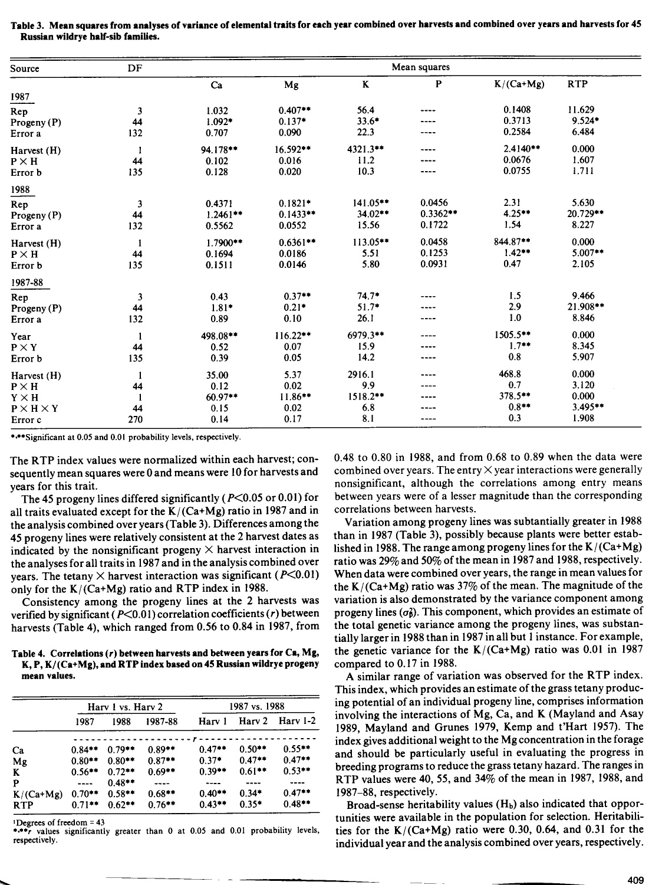**Table 3. Mean squares from analyses of variance of elemental traits for each year combined over harvests and combined over years and harvests for 45 Russian wildrye half-sib families.**

| Source | DF | Mean squares | | | | | |
|---|---|---|---|---|---|---|---|
| | | Ca | Mg | K | P | K/(Ca+Mg) | RTP |
| **1987** | | | | | | | |
| Rep | 3 | 1.032 | 0.407** | 56.4 | ---- | 0.1408 | 11.629 |
| Progeny (P) | 44 | 1.092* | 0.137* | 33.6* | ---- | 0.3713 | 9.524* |
| Error a | 132 | 0.707 | 0.090 | 22.3 | ---- | 0.2584 | 6.484 |
| Harvest (H) | 1 | 94.178** | 16.592** | 4321.3** | ---- | 2.4140** | 0.000 |
| P × H | 44 | 0.102 | 0.016 | 11.2 | ---- | 0.0676 | 1.607 |
| Error b | 135 | 0.128 | 0.020 | 10.3 | ---- | 0.0755 | 1.711 |
| **1988** | | | | | | | |
| Rep | 3 | 0.4371 | 0.1821* | 141.05** | 0.0456 | 2.31 | 5.630 |
| Progeny (P) | 44 | 1.2461** | 0.1433** | 34.02** | 0.3362** | 4.25** | 20.729** |
| Error a | 132 | 0.5562 | 0.0552 | 15.56 | 0.1722 | 1.54 | 8.227 |
| Harvest (H) | 1 | 1.7900** | 0.6361** | 113.05** | 0.0458 | 844.87** | 0.000 |
| P × H | 44 | 0.1694 | 0.0186 | 5.51 | 0.1253 | 1.42** | 5.007** |
| Error b | 135 | 0.1511 | 0.0146 | 5.80 | 0.0931 | 0.47 | 2.105 |
| **1987-88** | | | | | | | |
| Rep | 3 | 0.43 | 0.37** | 74.7* | ---- | 1.5 | 9.466 |
| Progeny (P) | 44 | 1.81* | 0.21* | 51.7* | ---- | 2.9 | 21.908** |
| Error a | 132 | 0.89 | 0.10 | 26.1 | ---- | 1.0 | 8.846 |
| Year | 1 | 498.08** | 116.22** | 6979.3** | ---- | 1505.5** | 0.000 |
| P × Y | 44 | 0.52 | 0.07 | 15.9 | ---- | 1.7** | 8.345 |
| Error b | 135 | 0.39 | 0.05 | 14.2 | ---- | 0.8 | 5.907 |
| Harvest (H) | 1 | 35.00 | 5.37 | 2916.1 | ---- | 468.8 | 0.000 |
| P × H | 44 | 0.12 | 0.02 | 9.9 | ---- | 0.7 | 3.120 |
| Y × H | 1 | 60.97** | 11.86** | 1518.2** | ---- | 378.5** | 0.000 |
| P × H × Y | 44 | 0.15 | 0.02 | 6.8 | ---- | 0.8** | 3.495** |
| Error c | 270 | 0.14 | 0.17 | 8.1 | ---- | 0.3 | 1.908 |

*,**Significant at 0.05 and 0.01 probability levels, respectively.

The RTP index values were normalized within each harvest; consequently mean squares were 0 and means were 10 for harvests and years for this trait.

The 45 progeny lines differed significantly ($P<0.05$ or 0.01) for all traits evaluated except for the K/(Ca+Mg) ratio in 1987 and in the analysis combined over years (Table 3). Differences among the 45 progeny lines were relatively consistent at the 2 harvest dates as indicated by the nonsignificant progeny × harvest interaction in the analyses for all traits in 1987 and in the analysis combined over years. The tetany × harvest interaction was significant ($P<0.01$) only for the K/(Ca+Mg) ratio and RTP index in 1988.

Consistency among the progeny lines at the 2 harvests was verified by significant ($P<0.01$) correlation coefficients ($r$) between harvests (Table 4), which ranged from 0.56 to 0.84 in 1987, from 0.48 to 0.80 in 1988, and from 0.68 to 0.89 when the data were combined over years. The entry × year interactions were generally nonsignificant, although the correlations among entry means between years were of a lesser magnitude than the corresponding correlations between harvests.

**Table 4. Correlations (r) between harvests and between years for Ca, Mg, K, P, K/(Ca+Mg), and RTP index based on 45 Russian wildrye progeny mean values.**

| | Harv 1 vs. Harv 2 | | | 1987 vs. 1988 | | |
|---|---|---|---|---|---|---|
| | 1987 | 1988 | 1987-88 | Harv 1 | Harv 2 | Harv 1-2 |
| | $r$[1] | | | | | |
| Ca | 0.84** | 0.79** | 0.89** | 0.47** | 0.50** | 0.55** |
| Mg | 0.80** | 0.80** | 0.87** | 0.37* | 0.47** | 0.47** |
| K | 0.56** | 0.72** | 0.69** | 0.39** | 0.61** | 0.53** |
| P | ---- | 0.48** | ---- | ---- | ---- | ---- |
| K/(Ca+Mg) | 0.70** | 0.58** | 0.68** | 0.40** | 0.34* | 0.47** |
| RTP | 0.71** | 0.62** | 0.76** | 0.43** | 0.35* | 0.48** |

[1]Degrees of freedom = 43

*,**$r$ values significantly greater than 0 at 0.05 and 0.01 probability levels, respectively.

Variation among progeny lines was subtantially greater in 1988 than in 1987 (Table 3), possibly because plants were better established in 1988. The range among progeny lines for the K/(Ca+Mg) ratio was 29% and 50% of the mean in 1987 and 1988, respectively. When data were combined over years, the range in mean values for the K/(Ca+Mg) ratio was 37% of the mean. The magnitude of the variation is also demonstrated by the variance component among progeny lines ($\sigma_g^2$). This component, which provides an estimate of the total genetic variance among the progeny lines, was substantially larger in 1988 than in 1987 in all but 1 instance. For example, the genetic variance for the K/(Ca+Mg) ratio was 0.01 in 1987 compared to 0.17 in 1988.

A similar range of variation was observed for the RTP index. This index, which provides an estimate of the grass tetany producing potential of an individual progeny line, comprises information involving the interactions of Mg, Ca, and K (Mayland and Asay 1989, Mayland and Grunes 1979, Kemp and t'Hart 1957). The index gives additional weight to the Mg concentration in the forage and should be particularly useful in evaluating the progress in breeding programs to reduce the grass tetany hazard. The ranges in RTP values were 40, 55, and 34% of the mean in 1987, 1988, and 1987-88, respectively.

Broad-sense heritability values ($H_b$) also indicated that opportunities were available in the population for selection. Heritabilities for the K/(Ca+Mg) ratio were 0.30, 0.64, and 0.31 for the individual year and the analysis combined over years, respectively.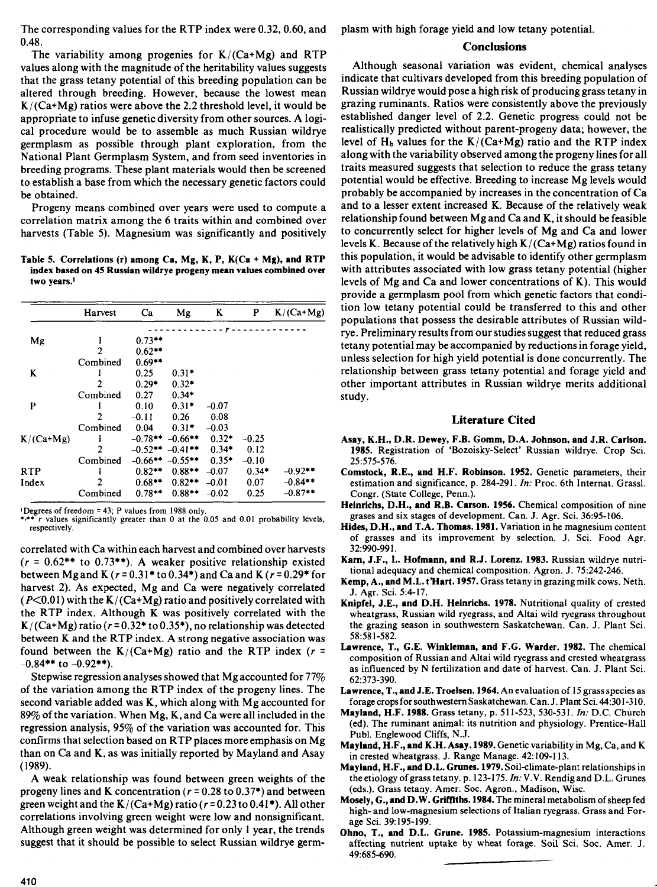The corresponding values for the RTP index were 0.32, 0.60, and 0.48.

The variability among progenies for K/(Ca+Mg) and RTP values along with the magnitude of the heritability values suggests that the grass tetany potential of this breeding population can be altered through breeding. However, because the lowest mean K/(Ca+Mg) ratios were above the 2.2 threshold level, it would be appropriate to infuse genetic diversity from other sources. A logical procedure would be to assemble as much Russian wildrye germplasm as possible through plant exploration, from the National Plant Germplasm System, and from seed inventories in breeding programs. These plant materials would then be screened to establish a base from which the necessary genetic factors could be obtained.

Progeny means combined over years were used to compute a correlation matrix among the 6 traits within and combined over harvests (Table 5). Magnesium was significantly and positively correlated with Ca within each harvest and combined over harvests ($r$ = 0.62** to 0.73**). A weaker positive relationship existed between Mg and K ($r$ = 0.31* to 0.34*) and Ca and K ($r$ = 0.29* for harvest 2). As expected, Mg and Ca were negatively correlated ($P$<0.01) with the K/(Ca+Mg) ratio and positively correlated with the RTP index. Although K was positively correlated with the K/(Ca+Mg) ratio ($r$ = 0.32* to 0.35*), no relationship was detected between K and the RTP index. A strong negative association was found between the K/(Ca+Mg) ratio and the RTP index ($r$ = −0.84** to −0.92**).

**Table 5. Correlations (r) among Ca, Mg, K, P, K(Ca + Mg), and RTP index based on 45 Russian wildrye progeny mean values combined over two years.**[1]

| | Harvest | Ca | Mg | K | P | K/(Ca+Mg) |
|---|---|---|---|---|---|---|
| | | r | | | | |
| Mg | 1 | 0.73** | | | | |
| | 2 | 0.62** | | | | |
| | Combined | 0.69** | | | | |
| K | 1 | 0.25 | 0.31* | | | |
| | 2 | 0.29* | 0.32* | | | |
| | Combined | 0.27 | 0.34* | | | |
| P | 1 | 0.10 | 0.31* | −0.07 | | |
| | 2 | −0.11 | 0.26 | 0.08 | | |
| | Combined | 0.04 | 0.31* | −0.03 | | |
| K/(Ca+Mg) | 1 | −0.78** | −0.66** | 0.32* | −0.25 | |
| | 2 | −0.52** | −0.41** | 0.34* | 0.12 | |
| | Combined | −0.66** | −0.55** | 0.35* | −0.10 | |
| RTP Index | 1 | 0.82** | 0.88** | −0.07 | 0.34* | −0.92** |
| | 2 | 0.68** | 0.82** | −0.01 | 0.07 | −0.84** |
| | Combined | 0.78** | 0.88** | −0.02 | 0.25 | −0.87** |

[1]Degrees of freedom = 43; P values from 1988 only.
*,** r values significantly greater than 0 at the 0.05 and 0.01 probability levels, respectively.

Stepwise regression analyses showed that Mg accounted for 77% of the variation among the RTP index of the progeny lines. The second variable added was K, which along with Mg accounted for 89% of the variation. When Mg, K, and Ca were all included in the regression analysis, 95% of the variation was accounted for. This confirms that selection based on RTP places more emphasis on Mg than on Ca and K, as was initially reported by Mayland and Asay (1989).

A weak relationship was found between green weights of the progeny lines and K concentration ($r$ = 0.28 to 0.37*) and between green weight and the K/(Ca+Mg) ratio ($r$ = 0.23 to 0.41*). All other correlations involving green weight were low and nonsignificant. Although green weight was determined for only 1 year, the trends suggest that it should be possible to select Russian wildrye germplasm with high forage yield and low tetany potential.

## Conclusions

Although seasonal variation was evident, chemical analyses indicate that cultivars developed from this breeding population of Russian wildrye would pose a high risk of producing grass tetany in grazing ruminants. Ratios were consistently above the previously established danger level of 2.2. Genetic progress could not be realistically predicted without parent-progeny data; however, the level of $H_b$ values for the K/(Ca+Mg) ratio and the RTP index along with the variability observed among the progeny lines for all traits measured suggests that selection to reduce the grass tetany potential would be effective. Breeding to increase Mg levels would probably be accompanied by increases in the concentration of Ca and to a lesser extent increased K. Because of the relatively weak relationship found between Mg and Ca and K, it should be feasible to concurrently select for higher levels of Mg and Ca and lower levels K. Because of the relatively high K/(Ca+Mg) ratios found in this population, it would be advisable to identify other germplasm with attributes associated with low grass tetany potential (higher levels of Mg and Ca and lower concentrations of K). This would provide a germplasm pool from which genetic factors that condition low tetany potential could be transferred to this and other populations that possess the desirable attributes of Russian wildrye. Preliminary results from our studies suggest that reduced grass tetany potential may be accompanied by reductions in forage yield, unless selection for high yield potential is done concurrently. The relationship between grass tetany potential and forage yield and other important attributes in Russian wildrye merits additional study.

## Literature Cited

**Asay, K.H., D.R. Dewey, F.B. Gomm, D.A. Johnson, and J.R. Carlson. 1985.** Registration of 'Bozoisky-Select' Russian wildrye. Crop Sci. 25:575-576.

**Comstock, R.E., and H.F. Robinson. 1952.** Genetic parameters, their estimation and significance, p. 284-291. *In:* Proc. 6th Internat. Grassl. Congr. (State College, Penn.).

**Heinrichs, D.H., and R.B. Carson. 1956.** Chemical composition of nine grasses and six stages of development. Can. J. Agr. Sci. 36:95-106.

**Hides, D.H., and T.A. Thomas. 1981.** Variation in he magnesium content of grasses and its improvement by selection. J. Sci. Food Agr. 32:990-991.

**Karn, J.F., L. Hofmann, and R.J. Lorenz. 1983.** Russian wildrye nutritional adequacy and chemical composition. Agron. J. 75:242-246.

**Kemp, A., and M.L. t'Hart. 1957.** Grass tetany in grazing milk cows. Neth. J. Agr. Sci. 5:4-17.

**Knipfel, J.E., and D.H. Heinrichs. 1978.** Nutritional quality of crested wheatgrass, Russian wild ryegrass, and Altai wild ryegrass throughout the grazing season in southwestern Saskatchewan. Can. J. Plant Sci. 58:581-582.

**Lawrence, T., G.E. Winkleman, and F.G. Warder. 1982.** The chemical composition of Russian and Altai wild ryegrass and crested wheatgrass as influenced by N fertilization and date of harvest. Can. J. Plant Sci. 62:373-390.

**Lawrence, T., and J.E. Troelsen. 1964.** An evaluation of 15 grass species as forage crops for southwestern Saskatchewan. Can. J. Plant Sci. 44:301-310.

**Mayland, H.F. 1988.** Grass tetany, p. 511-523, 530-531. *In:* D.C. Church (ed). The ruminant animal: its nutrition and physiology. Prentice-Hall Publ. Englewood Cliffs, N.J.

**Mayland, H.F., and K.H. Asay. 1989.** Genetic variability in Mg, Ca, and K in crested wheatgrass. J. Range Manage. 42:109-113.

**Mayland, H.F., and D.L. Grunes. 1979.** Soil-climate-plant relationships in the etiology of grass tetany. p. 123-175. *In:* V.V. Rendig and D.L. Grunes (eds.). Grass tetany. Amer. Soc. Agron., Madison, Wisc.

**Mosely, G., and D.W. Griffiths. 1984.** The mineral metabolism of sheep fed high- and low-magnesium selections of Italian ryegrass. Grass and Forage Sci. 39:195-199.

**Ohno, T., and D.L. Grune. 1985.** Potassium-magnesium interactions affecting nutrient uptake by wheat forage. Soil Sci. Soc. Amer. J. 49:685-690.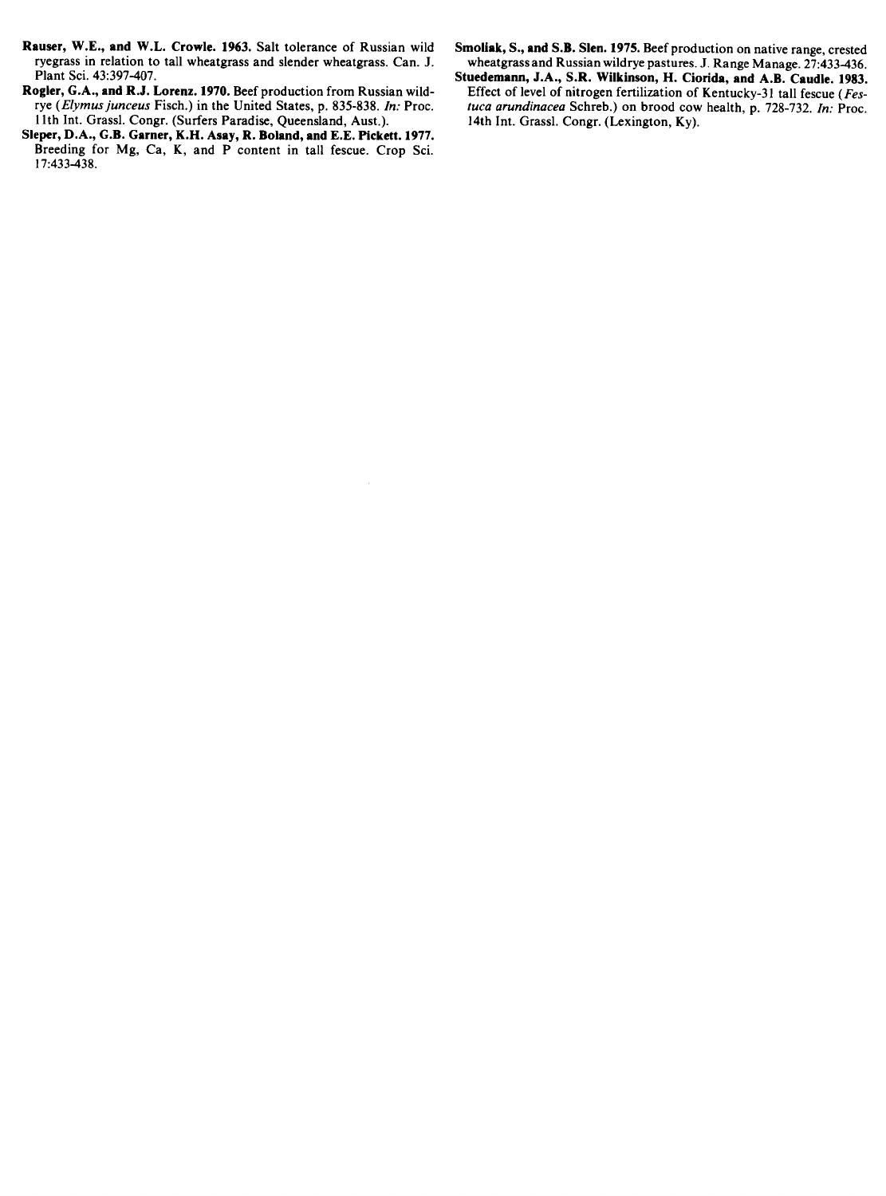**Rauser, W.E., and W.L. Crowle. 1963.** Salt tolerance of Russian wild ryegrass in relation to tall wheatgrass and slender wheatgrass. Can. J. Plant Sci. 43:397-407.

**Rogler, G.A., and R.J. Lorenz. 1970.** Beef production from Russian wildrye (*Elymus junceus* Fisch.) in the United States, p. 835-838. *In:* Proc. 11th Int. Grassl. Congr. (Surfers Paradise, Queensland, Aust.).

**Sleper, D.A., G.B. Garner, K.H. Asay, R. Boland, and E.E. Pickett. 1977.** Breeding for Mg, Ca, K, and P content in tall fescue. Crop Sci. 17:433-438.

**Smoliak, S., and S.B. Slen. 1975.** Beef production on native range, crested wheatgrass and Russian wildrye pastures. J. Range Manage. 27:433-436.

**Stuedemann, J.A., S.R. Wilkinson, H. Ciorida, and A.B. Caudle. 1983.** Effect of level of nitrogen fertilization of Kentucky-31 tall fescue (*Festuca arundinacea* Schreb.) on brood cow health, p. 728-732. *In:* Proc. 14th Int. Grassl. Congr. (Lexington, Ky).